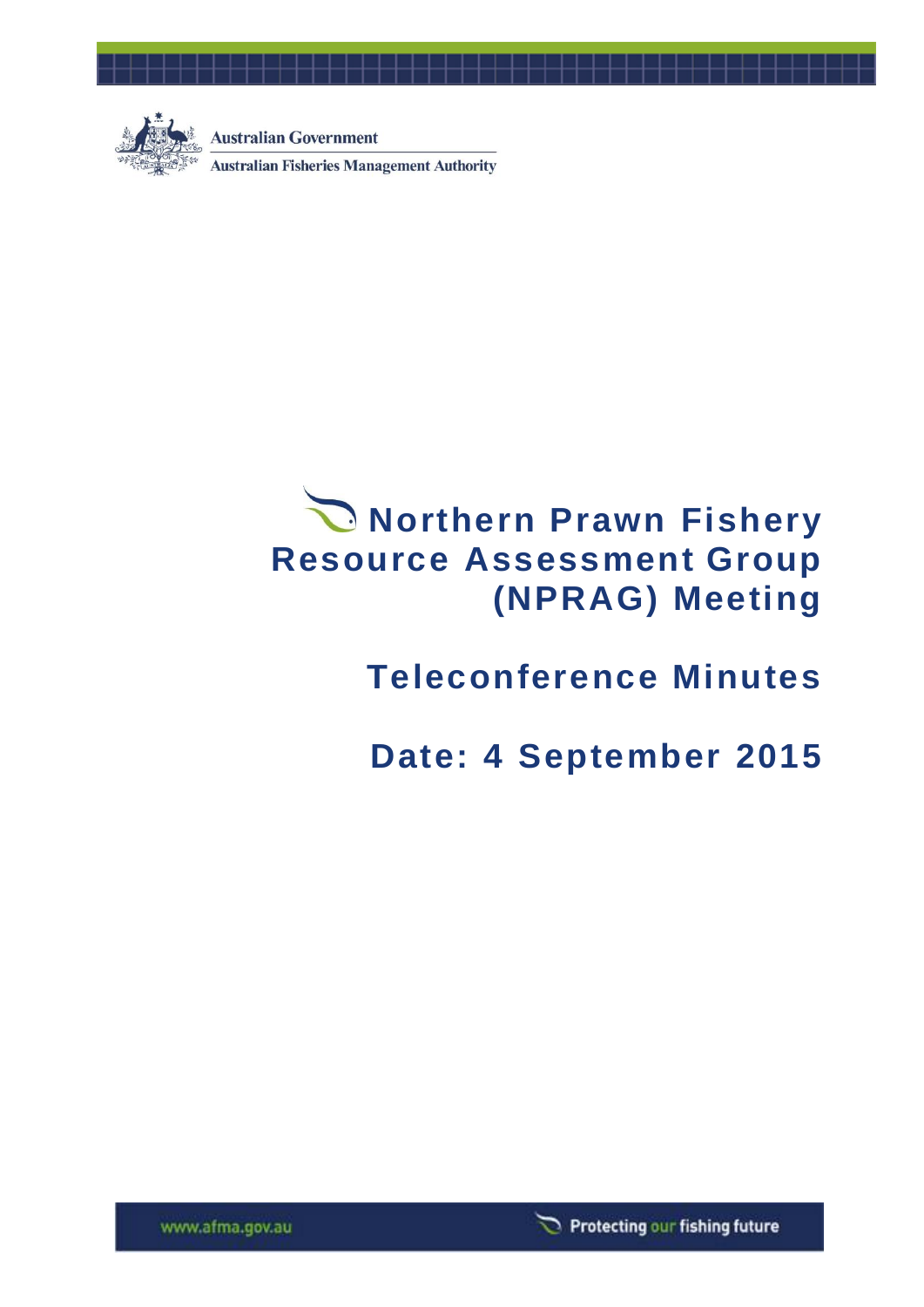Australian Government

Australian Fisheries Management Authority

# Northern Prawn Fishery Resource Assessment Group (NPRAG) Meeting

## Teleconference Minutes

## Date: 4 September 2015

www.afma.gov.au

Protecting our fishing future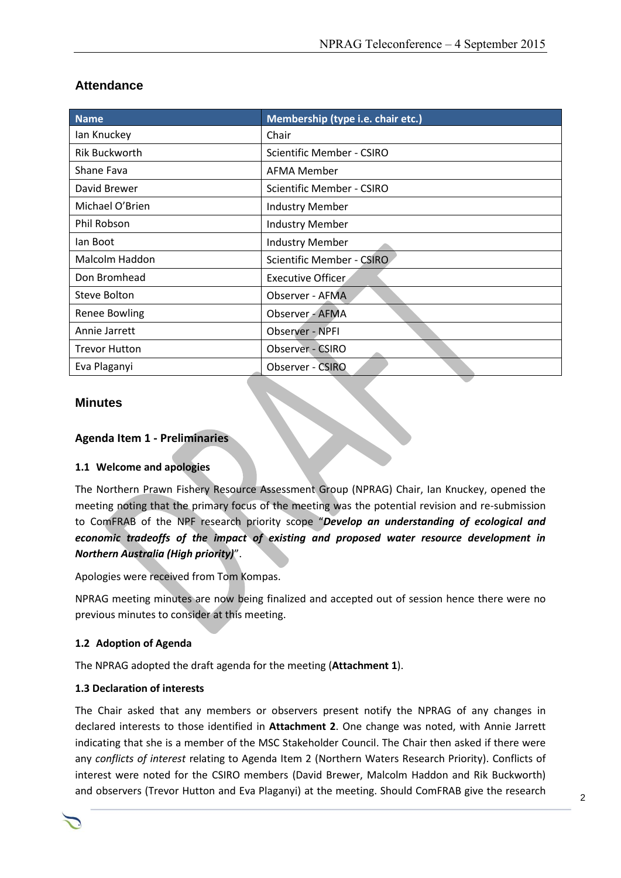## Attendance

| Name | Membership (type i.e. chair etc.) |
|---|---|
| Ian Knuckey | Chair |
| Rik Buckworth | Scientific Member - CSIRO |
| Shane Fava | AFMA Member |
| David Brewer | Scientific Member - CSIRO |
| Michael O'Brien | Industry Member |
| Phil Robson | Industry Member |
| Ian Boot | Industry Member |
| Malcolm Haddon | Scientific Member - CSIRO |
| Don Bromhead | Executive Officer |
| Steve Bolton | Observer - AFMA |
| Renee Bowling | Observer - AFMA |
| Annie Jarrett | Observer - NPFI |
| Trevor Hutton | Observer - CSIRO |
| Eva Plaganyi | Observer - CSIRO |

## Minutes

### Agenda Item 1 - Preliminaries

#### 1.1 Welcome and apologies

The Northern Prawn Fishery Resource Assessment Group (NPRAG) Chair, Ian Knuckey, opened the meeting noting that the primary focus of the meeting was the potential revision and re-submission to ComFRAB of the NPF research priority scope "***Develop an understanding of ecological and economic tradeoffs of the impact of existing and proposed water resource development in Northern Australia (High priority)***".

Apologies were received from Tom Kompas.

NPRAG meeting minutes are now being finalized and accepted out of session hence there were no previous minutes to consider at this meeting.

#### 1.2 Adoption of Agenda

The NPRAG adopted the draft agenda for the meeting (**Attachment 1**).

#### 1.3 Declaration of interests

The Chair asked that any members or observers present notify the NPRAG of any changes in declared interests to those identified in **Attachment 2**. One change was noted, with Annie Jarrett indicating that she is a member of the MSC Stakeholder Council. The Chair then asked if there were any *conflicts of interest* relating to Agenda Item 2 (Northern Waters Research Priority). Conflicts of interest were noted for the CSIRO members (David Brewer, Malcolm Haddon and Rik Buckworth) and observers (Trevor Hutton and Eva Plaganyi) at the meeting. Should ComFRAB give the research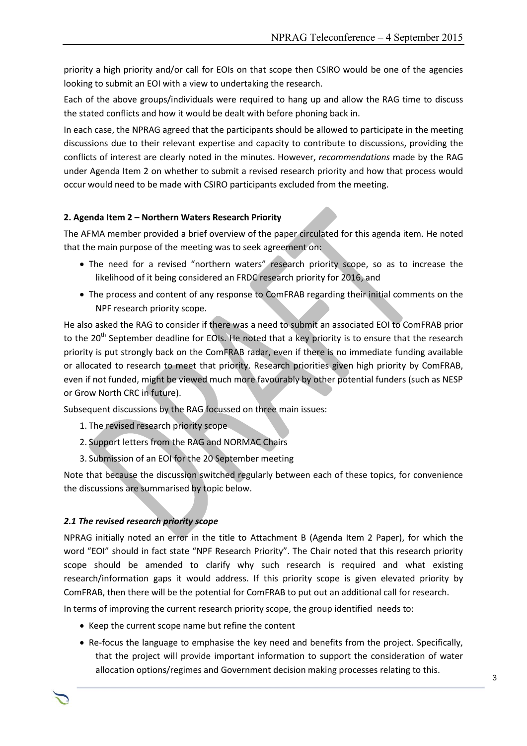priority a high priority and/or call for EOIs on that scope then CSIRO would be one of the agencies looking to submit an EOI with a view to undertaking the research.

Each of the above groups/individuals were required to hang up and allow the RAG time to discuss the stated conflicts and how it would be dealt with before phoning back in.

In each case, the NPRAG agreed that the participants should be allowed to participate in the meeting discussions due to their relevant expertise and capacity to contribute to discussions, providing the conflicts of interest are clearly noted in the minutes. However, *recommendations* made by the RAG under Agenda Item 2 on whether to submit a revised research priority and how that process would occur would need to be made with CSIRO participants excluded from the meeting.

## 2. Agenda Item 2 – Northern Waters Research Priority

The AFMA member provided a brief overview of the paper circulated for this agenda item. He noted that the main purpose of the meeting was to seek agreement on:

- The need for a revised "northern waters" research priority scope, so as to increase the likelihood of it being considered an FRDC research priority for 2016, and
- The process and content of any response to ComFRAB regarding their initial comments on the NPF research priority scope.

He also asked the RAG to consider if there was a need to submit an associated EOI to ComFRAB prior to the 20th September deadline for EOIs. He noted that a key priority is to ensure that the research priority is put strongly back on the ComFRAB radar, even if there is no immediate funding available or allocated to research to meet that priority. Research priorities given high priority by ComFRAB, even if not funded, might be viewed much more favourably by other potential funders (such as NESP or Grow North CRC in future).

Subsequent discussions by the RAG focussed on three main issues:

1. The revised research priority scope
2. Support letters from the RAG and NORMAC Chairs
3. Submission of an EOI for the 20 September meeting

Note that because the discussion switched regularly between each of these topics, for convenience the discussions are summarised by topic below.

### *2.1 The revised research priority scope*

NPRAG initially noted an error in the title to Attachment B (Agenda Item 2 Paper), for which the word "EOI" should in fact state "NPF Research Priority". The Chair noted that this research priority scope should be amended to clarify why such research is required and what existing research/information gaps it would address. If this priority scope is given elevated priority by ComFRAB, then there will be the potential for ComFRAB to put out an additional call for research.

In terms of improving the current research priority scope, the group identified needs to:

- Keep the current scope name but refine the content
- Re-focus the language to emphasise the key need and benefits from the project. Specifically, that the project will provide important information to support the consideration of water allocation options/regimes and Government decision making processes relating to this.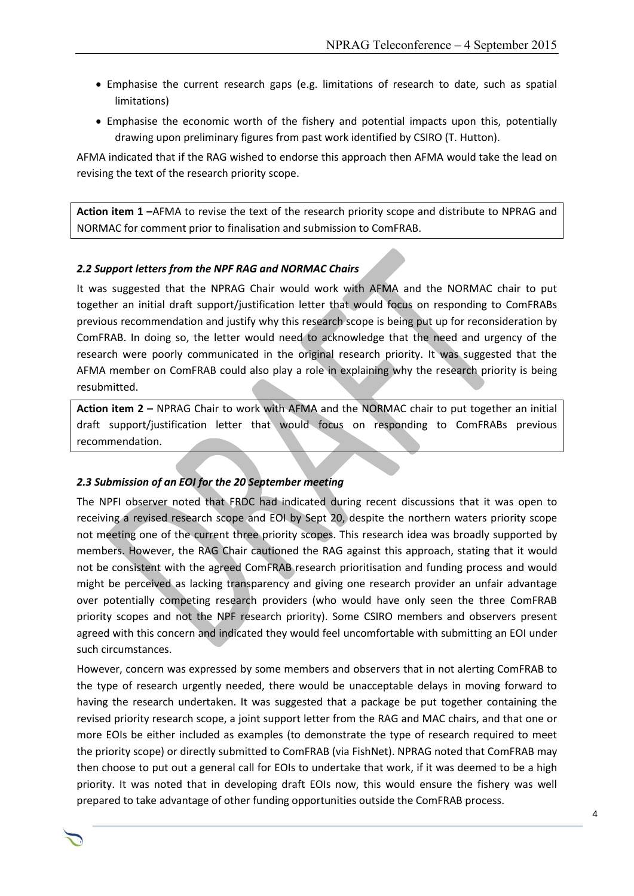- Emphasise the current research gaps (e.g. limitations of research to date, such as spatial limitations)
- Emphasise the economic worth of the fishery and potential impacts upon this, potentially drawing upon preliminary figures from past work identified by CSIRO (T. Hutton).

AFMA indicated that if the RAG wished to endorse this approach then AFMA would take the lead on revising the text of the research priority scope.

**Action item 1 –**AFMA to revise the text of the research priority scope and distribute to NPRAG and NORMAC for comment prior to finalisation and submission to ComFRAB.

### *2.2 Support letters from the NPF RAG and NORMAC Chairs*

It was suggested that the NPRAG Chair would work with AFMA and the NORMAC chair to put together an initial draft support/justification letter that would focus on responding to ComFRABs previous recommendation and justify why this research scope is being put up for reconsideration by ComFRAB. In doing so, the letter would need to acknowledge that the need and urgency of the research were poorly communicated in the original research priority. It was suggested that the AFMA member on ComFRAB could also play a role in explaining why the research priority is being resubmitted.

**Action item 2 –** NPRAG Chair to work with AFMA and the NORMAC chair to put together an initial draft support/justification letter that would focus on responding to ComFRABs previous recommendation.

### *2.3 Submission of an EOI for the 20 September meeting*

The NPFI observer noted that FRDC had indicated during recent discussions that it was open to receiving a revised research scope and EOI by Sept 20, despite the northern waters priority scope not meeting one of the current three priority scopes. This research idea was broadly supported by members. However, the RAG Chair cautioned the RAG against this approach, stating that it would not be consistent with the agreed ComFRAB research prioritisation and funding process and would might be perceived as lacking transparency and giving one research provider an unfair advantage over potentially competing research providers (who would have only seen the three ComFRAB priority scopes and not the NPF research priority). Some CSIRO members and observers present agreed with this concern and indicated they would feel uncomfortable with submitting an EOI under such circumstances.

However, concern was expressed by some members and observers that in not alerting ComFRAB to the type of research urgently needed, there would be unacceptable delays in moving forward to having the research undertaken. It was suggested that a package be put together containing the revised priority research scope, a joint support letter from the RAG and MAC chairs, and that one or more EOIs be either included as examples (to demonstrate the type of research required to meet the priority scope) or directly submitted to ComFRAB (via FishNet). NPRAG noted that ComFRAB may then choose to put out a general call for EOIs to undertake that work, if it was deemed to be a high priority. It was noted that in developing draft EOIs now, this would ensure the fishery was well prepared to take advantage of other funding opportunities outside the ComFRAB process.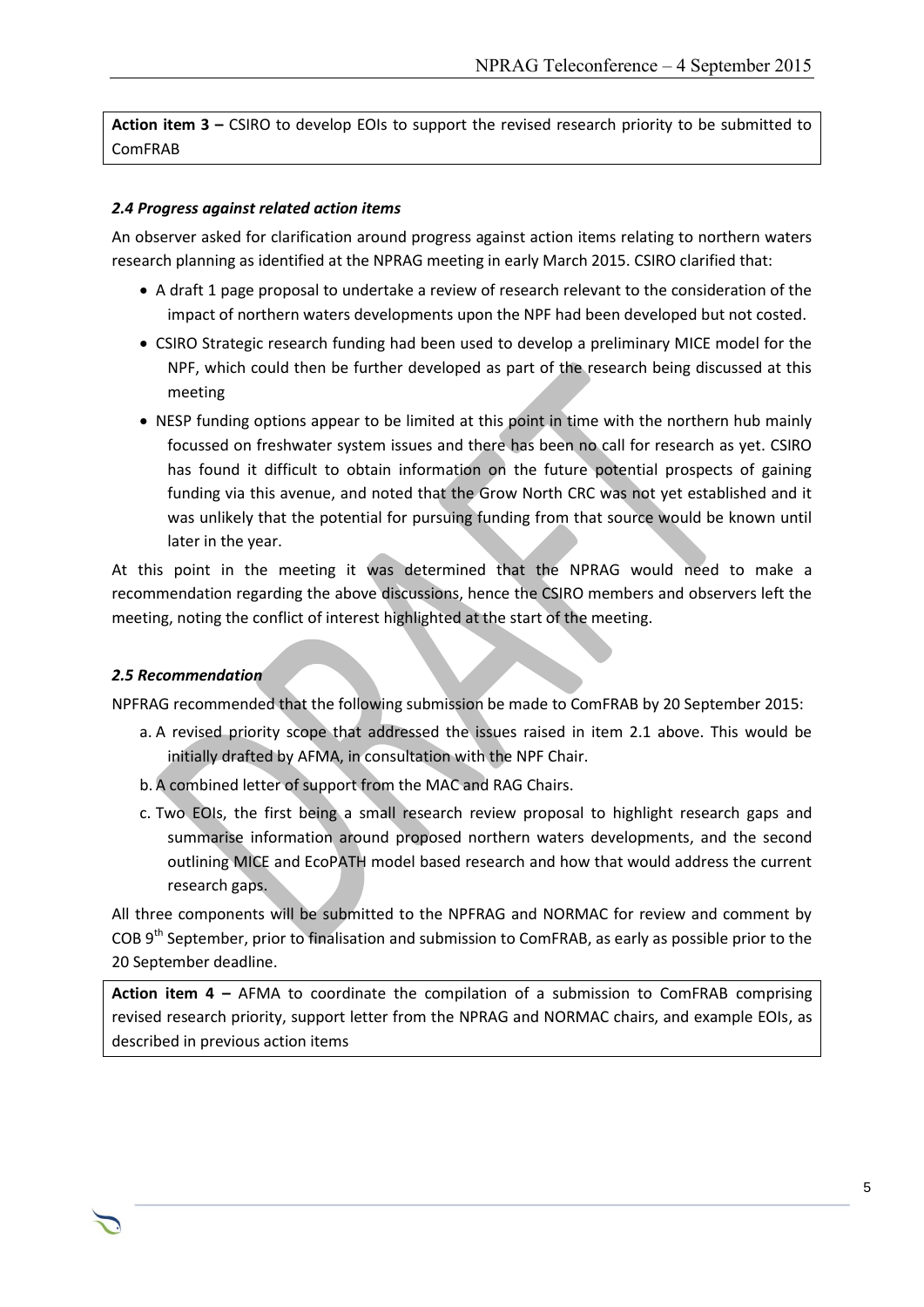**Action item 3 –** CSIRO to develop EOIs to support the revised research priority to be submitted to ComFRAB

### *2.4 Progress against related action items*

An observer asked for clarification around progress against action items relating to northern waters research planning as identified at the NPRAG meeting in early March 2015. CSIRO clarified that:

- A draft 1 page proposal to undertake a review of research relevant to the consideration of the impact of northern waters developments upon the NPF had been developed but not costed.
- CSIRO Strategic research funding had been used to develop a preliminary MICE model for the NPF, which could then be further developed as part of the research being discussed at this meeting
- NESP funding options appear to be limited at this point in time with the northern hub mainly focussed on freshwater system issues and there has been no call for research as yet. CSIRO has found it difficult to obtain information on the future potential prospects of gaining funding via this avenue, and noted that the Grow North CRC was not yet established and it was unlikely that the potential for pursuing funding from that source would be known until later in the year.

At this point in the meeting it was determined that the NPRAG would need to make a recommendation regarding the above discussions, hence the CSIRO members and observers left the meeting, noting the conflict of interest highlighted at the start of the meeting.

### *2.5 Recommendation*

NPFRAG recommended that the following submission be made to ComFRAB by 20 September 2015:

a. A revised priority scope that addressed the issues raised in item 2.1 above. This would be initially drafted by AFMA, in consultation with the NPF Chair.
b. A combined letter of support from the MAC and RAG Chairs.
c. Two EOIs, the first being a small research review proposal to highlight research gaps and summarise information around proposed northern waters developments, and the second outlining MICE and EcoPATH model based research and how that would address the current research gaps.

All three components will be submitted to the NPFRAG and NORMAC for review and comment by COB 9th September, prior to finalisation and submission to ComFRAB, as early as possible prior to the 20 September deadline.

**Action item 4 –** AFMA to coordinate the compilation of a submission to ComFRAB comprising revised research priority, support letter from the NPRAG and NORMAC chairs, and example EOIs, as described in previous action items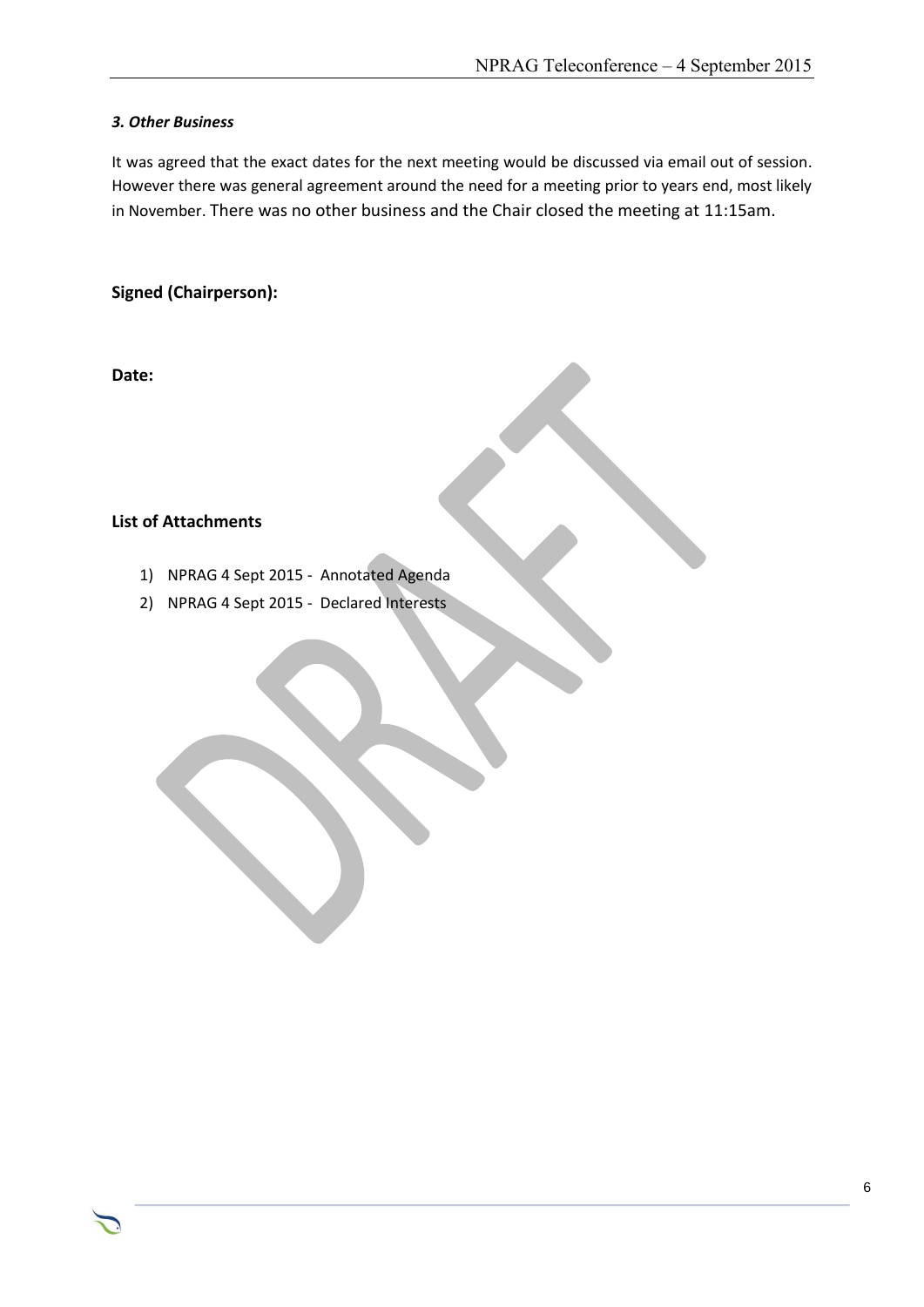### *3. Other Business*

It was agreed that the exact dates for the next meeting would be discussed via email out of session. However there was general agreement around the need for a meeting prior to years end, most likely in November. There was no other business and the Chair closed the meeting at 11:15am.

**Signed (Chairperson):**

**Date:**

**List of Attachments**

1) NPRAG 4 Sept 2015 - Annotated Agenda
2) NPRAG 4 Sept 2015 - Declared Interests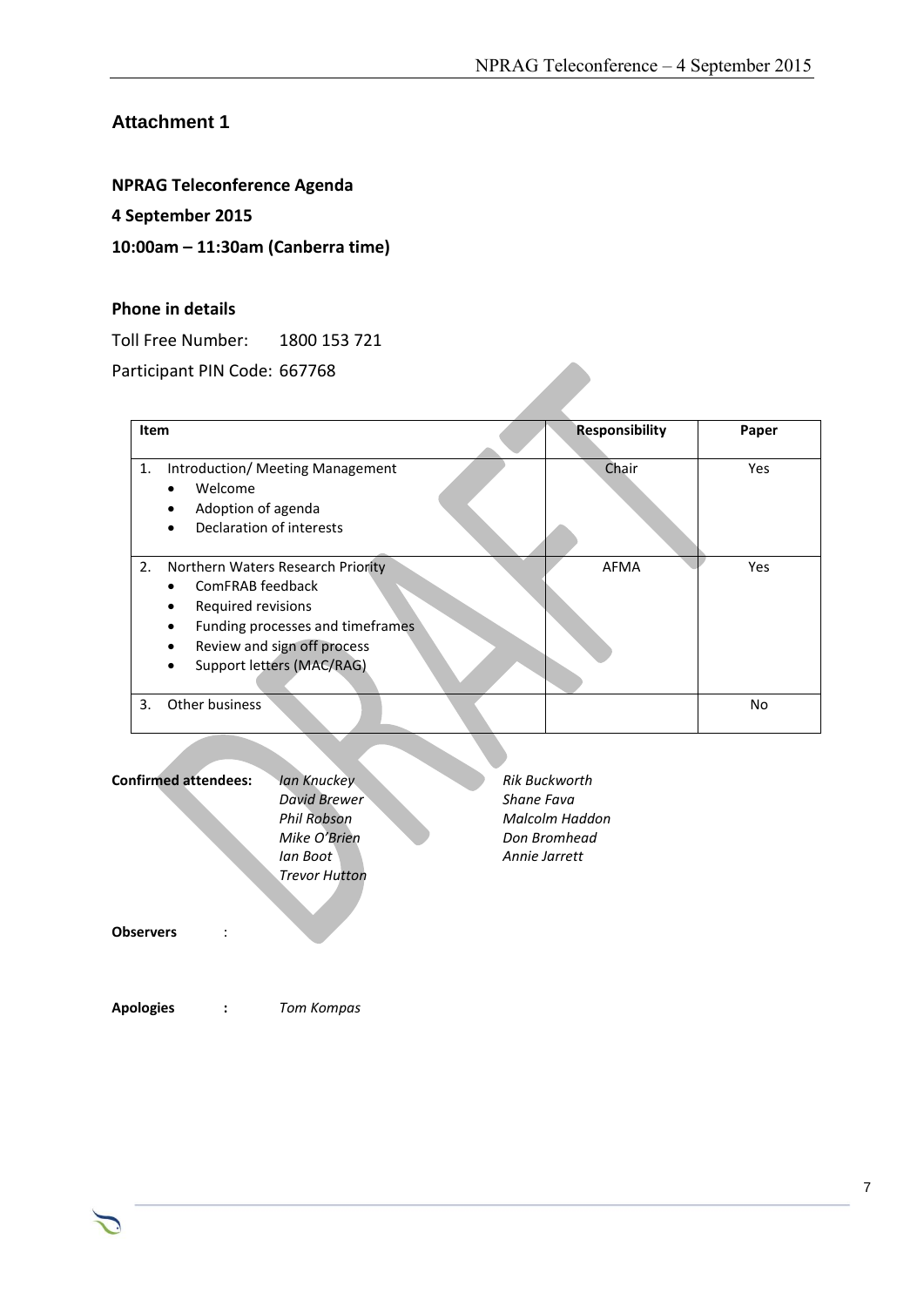## Attachment 1

**NPRAG Teleconference Agenda**

**4 September 2015**

**10:00am – 11:30am (Canberra time)**

**Phone in details**

Toll Free Number: 1800 153 721

Participant PIN Code: 667768

| Item | Responsibility | Paper |
|---|---|---|
| 1. Introduction/ Meeting Management<br>• Welcome<br>• Adoption of agenda<br>• Declaration of interests | Chair | Yes |
| 2. Northern Waters Research Priority<br>• ComFRAB feedback<br>• Required revisions<br>• Funding processes and timeframes<br>• Review and sign off process<br>• Support letters (MAC/RAG) | AFMA | Yes |
| 3. Other business | | No |

**Confirmed attendees:** *Ian Knuckey*, *David Brewer*, *Phil Robson*, *Mike O'Brien*, *Ian Boot*, *Trevor Hutton*, *Rik Buckworth*, *Shane Fava*, *Malcolm Haddon*, *Don Bromhead*, *Annie Jarrett*

**Observers** :

**Apologies** **:** *Tom Kompas*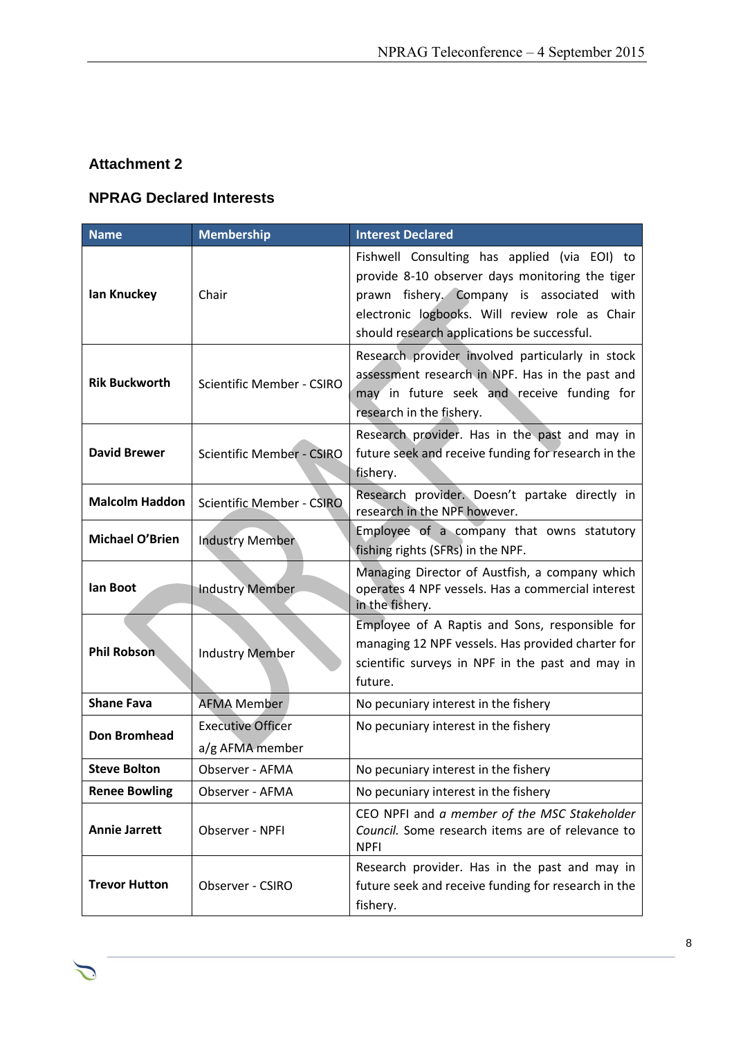## Attachment 2

### NPRAG Declared Interests

| Name | Membership | Interest Declared |
|---|---|---|
| **Ian Knuckey** | Chair | Fishwell Consulting has applied (via EOI) to provide 8-10 observer days monitoring the tiger prawn fishery. Company is associated with electronic logbooks. Will review role as Chair should research applications be successful. |
| **Rik Buckworth** | Scientific Member - CSIRO | Research provider involved particularly in stock assessment research in NPF. Has in the past and may in future seek and receive funding for research in the fishery. |
| **David Brewer** | Scientific Member - CSIRO | Research provider. Has in the past and may in future seek and receive funding for research in the fishery. |
| **Malcolm Haddon** | Scientific Member - CSIRO | Research provider. Doesn't partake directly in research in the NPF however. |
| **Michael O'Brien** | Industry Member | Employee of a company that owns statutory fishing rights (SFRs) in the NPF. |
| **Ian Boot** | Industry Member | Managing Director of Austfish, a company which operates 4 NPF vessels. Has a commercial interest in the fishery. |
| **Phil Robson** | Industry Member | Employee of A Raptis and Sons, responsible for managing 12 NPF vessels. Has provided charter for scientific surveys in NPF in the past and may in future. |
| **Shane Fava** | AFMA Member | No pecuniary interest in the fishery |
| **Don Bromhead** | Executive Officer a/g AFMA member | No pecuniary interest in the fishery |
| **Steve Bolton** | Observer - AFMA | No pecuniary interest in the fishery |
| **Renee Bowling** | Observer - AFMA | No pecuniary interest in the fishery |
| **Annie Jarrett** | Observer - NPFI | CEO NPFI and *a member of the MSC Stakeholder Council.* Some research items are of relevance to NPFI |
| **Trevor Hutton** | Observer - CSIRO | Research provider. Has in the past and may in future seek and receive funding for research in the fishery. |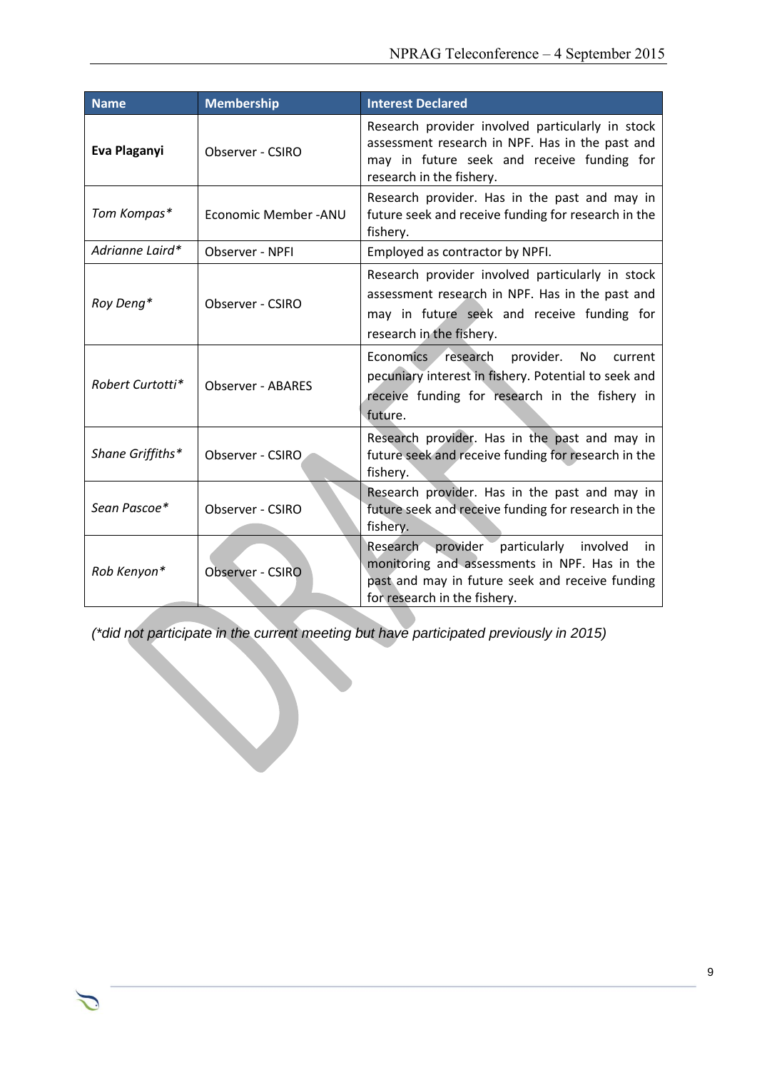| Name | Membership | Interest Declared |
|---|---|---|
| **Eva Plaganyi** | Observer - CSIRO | Research provider involved particularly in stock assessment research in NPF. Has in the past and may in future seek and receive funding for research in the fishery. |
| *Tom Kompas** | Economic Member -ANU | Research provider. Has in the past and may in future seek and receive funding for research in the fishery. |
| *Adrianne Laird** | Observer - NPFI | Employed as contractor by NPFI. |
| *Roy Deng** | Observer - CSIRO | Research provider involved particularly in stock assessment research in NPF. Has in the past and may in future seek and receive funding for research in the fishery. |
| *Robert Curtotti** | Observer - ABARES | Economics research provider. No current pecuniary interest in fishery. Potential to seek and receive funding for research in the fishery in future. |
| *Shane Griffiths** | Observer - CSIRO | Research provider. Has in the past and may in future seek and receive funding for research in the fishery. |
| *Sean Pascoe** | Observer - CSIRO | Research provider. Has in the past and may in future seek and receive funding for research in the fishery. |
| *Rob Kenyon** | Observer - CSIRO | Research provider particularly involved in monitoring and assessments in NPF. Has in the past and may in future seek and receive funding for research in the fishery. |

*(\*did not participate in the current meeting but have participated previously in 2015)*